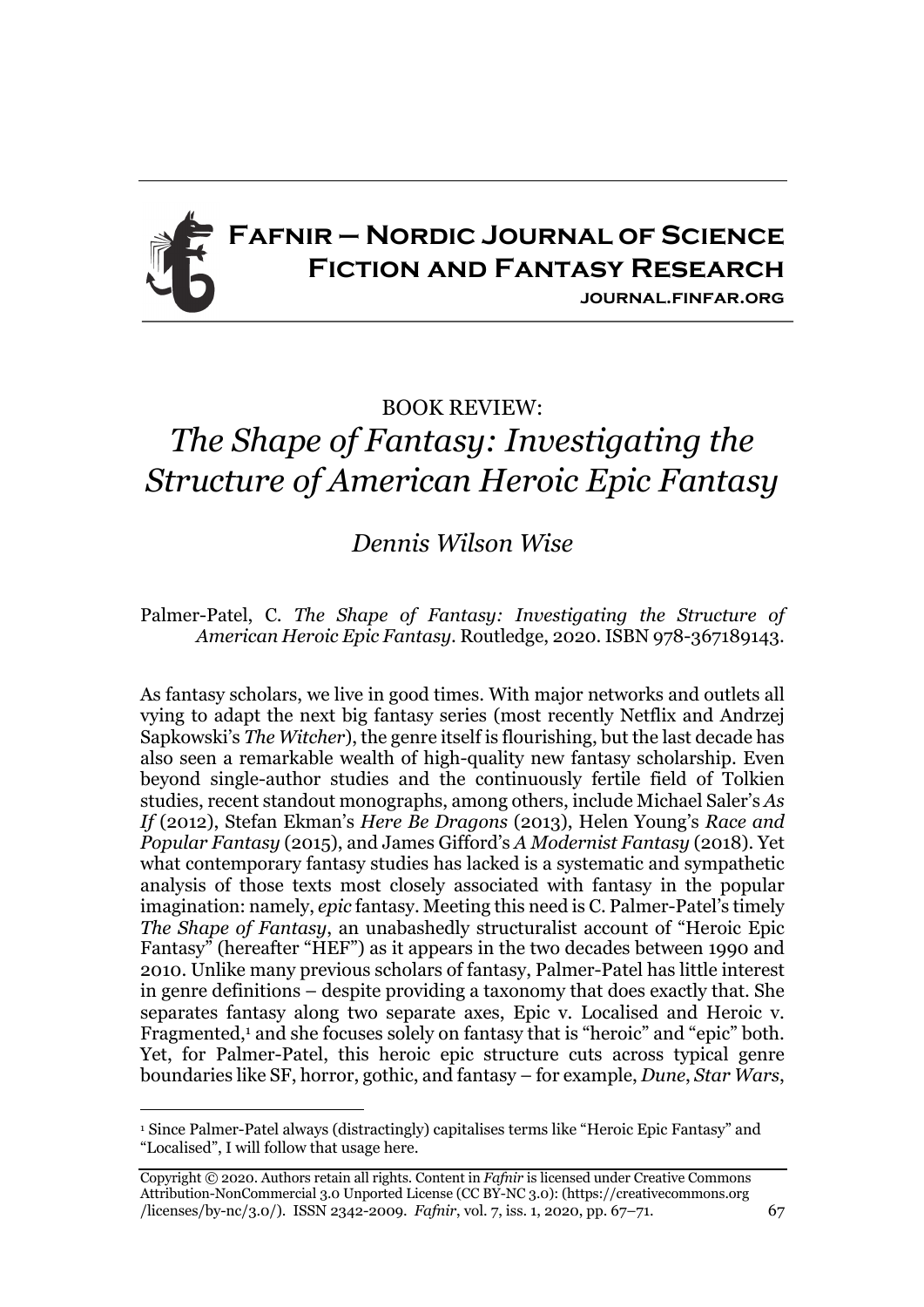# Fafnir – Nordic Journal of Science Fiction and Fantasy Research

journal.finfar.org

BOOK REVIEW:

## *The Shape of Fantasy: Investigating the Structure of American Heroic Epic Fantasy*

*Dennis Wilson Wise*

Palmer-Patel, C. *The Shape of Fantasy: Investigating the Structure of American Heroic Epic Fantasy*. Routledge, 2020. ISBN 978-367189143.

As fantasy scholars, we live in good times. With major networks and outlets all vying to adapt the next big fantasy series (most recently Netflix and Andrzej Sapkowski's *The Witcher*), the genre itself is flourishing, but the last decade has also seen a remarkable wealth of high-quality new fantasy scholarship. Even beyond single-author studies and the continuously fertile field of Tolkien studies, recent standout monographs, among others, include Michael Saler's *As If* (2012), Stefan Ekman's *Here Be Dragons* (2013), Helen Young's *Race and Popular Fantasy* (2015), and James Gifford's *A Modernist Fantasy* (2018). Yet what contemporary fantasy studies has lacked is a systematic and sympathetic analysis of those texts most closely associated with fantasy in the popular imagination: namely, *epic* fantasy. Meeting this need is C. Palmer-Patel's timely *The Shape of Fantasy*, an unabashedly structuralist account of "Heroic Epic Fantasy" (hereafter "HEF") as it appears in the two decades between 1990 and 2010. Unlike many previous scholars of fantasy, Palmer-Patel has little interest in genre definitions – despite providing a taxonomy that does exactly that. She separates fantasy along two separate axes, Epic v. Localised and Heroic v. Fragmented,[1] and she focuses solely on fantasy that is "heroic" and "epic" both. Yet, for Palmer-Patel, this heroic epic structure cuts across typical genre boundaries like SF, horror, gothic, and fantasy – for example, *Dune*, *Star Wars*,

[1] Since Palmer-Patel always (distractingly) capitalises terms like "Heroic Epic Fantasy" and "Localised", I will follow that usage here.

Copyright © 2020. Authors retain all rights. Content in *Fafnir* is licensed under Creative Commons Attribution-NonCommercial 3.0 Unported License (CC BY-NC 3.0): (https://creativecommons.org/licenses/by-nc/3.0/). ISSN 2342-2009. *Fafnir*, vol. 7, iss. 1, 2020, pp. 67–71.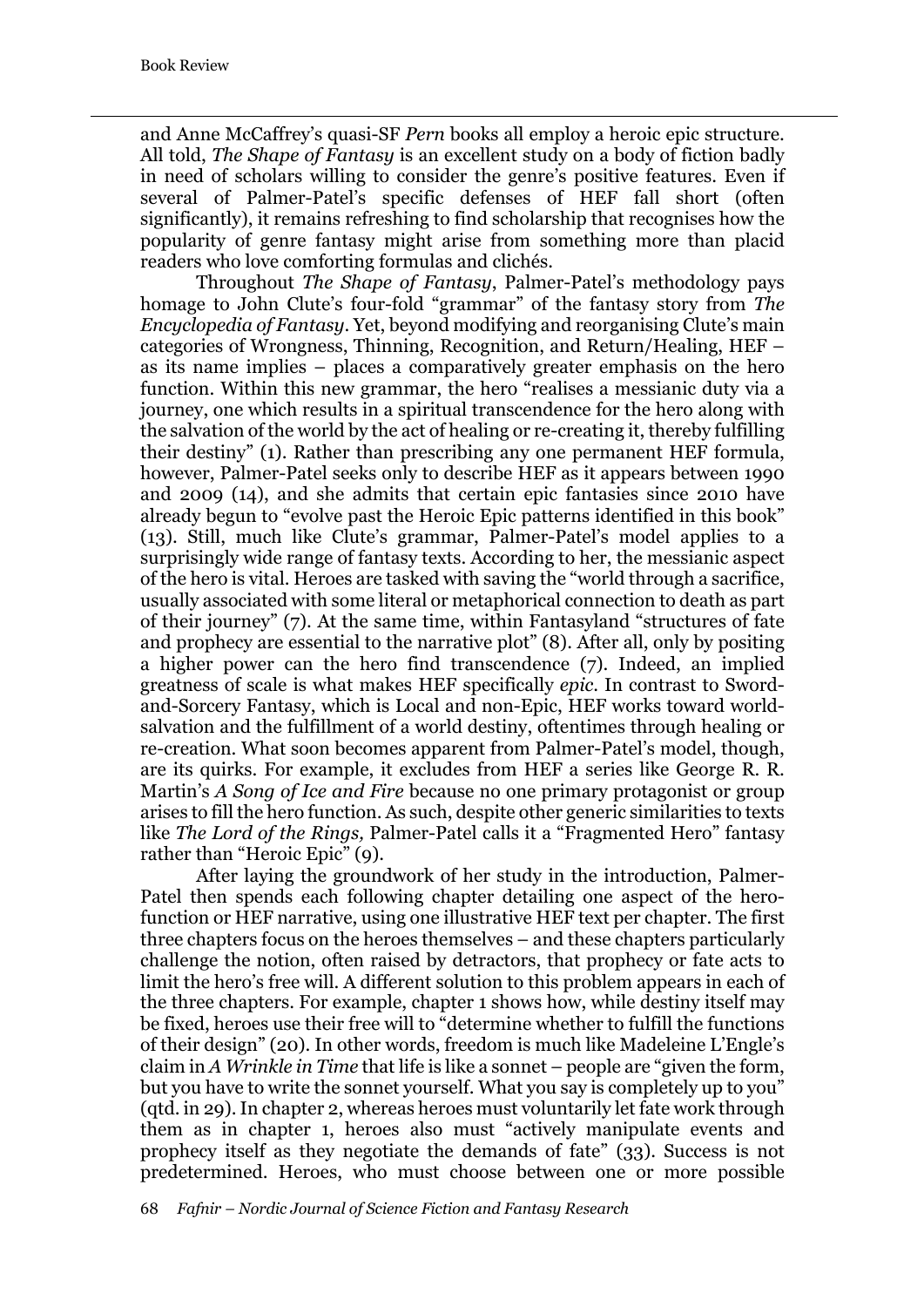and Anne McCaffrey's quasi-SF *Pern* books all employ a heroic epic structure. All told, *The Shape of Fantasy* is an excellent study on a body of fiction badly in need of scholars willing to consider the genre's positive features. Even if several of Palmer-Patel's specific defenses of HEF fall short (often significantly), it remains refreshing to find scholarship that recognises how the popularity of genre fantasy might arise from something more than placid readers who love comforting formulas and clichés.

Throughout *The Shape of Fantasy*, Palmer-Patel's methodology pays homage to John Clute's four-fold "grammar" of the fantasy story from *The Encyclopedia of Fantasy*. Yet, beyond modifying and reorganising Clute's main categories of Wrongness, Thinning, Recognition, and Return/Healing, HEF – as its name implies – places a comparatively greater emphasis on the hero function. Within this new grammar, the hero "realises a messianic duty via a journey, one which results in a spiritual transcendence for the hero along with the salvation of the world by the act of healing or re-creating it, thereby fulfilling their destiny" (1). Rather than prescribing any one permanent HEF formula, however, Palmer-Patel seeks only to describe HEF as it appears between 1990 and 2009 (14), and she admits that certain epic fantasies since 2010 have already begun to "evolve past the Heroic Epic patterns identified in this book" (13). Still, much like Clute's grammar, Palmer-Patel's model applies to a surprisingly wide range of fantasy texts. According to her, the messianic aspect of the hero is vital. Heroes are tasked with saving the "world through a sacrifice, usually associated with some literal or metaphorical connection to death as part of their journey" (7). At the same time, within Fantasyland "structures of fate and prophecy are essential to the narrative plot" (8). After all, only by positing a higher power can the hero find transcendence (7). Indeed, an implied greatness of scale is what makes HEF specifically *epic*. In contrast to Sword-and-Sorcery Fantasy, which is Local and non-Epic, HEF works toward world-salvation and the fulfillment of a world destiny, oftentimes through healing or re-creation. What soon becomes apparent from Palmer-Patel's model, though, are its quirks. For example, it excludes from HEF a series like George R. R. Martin's *A Song of Ice and Fire* because no one primary protagonist or group arises to fill the hero function. As such, despite other generic similarities to texts like *The Lord of the Rings,* Palmer-Patel calls it a "Fragmented Hero" fantasy rather than "Heroic Epic" (9).

After laying the groundwork of her study in the introduction, Palmer-Patel then spends each following chapter detailing one aspect of the hero-function or HEF narrative, using one illustrative HEF text per chapter. The first three chapters focus on the heroes themselves – and these chapters particularly challenge the notion, often raised by detractors, that prophecy or fate acts to limit the hero's free will. A different solution to this problem appears in each of the three chapters. For example, chapter 1 shows how, while destiny itself may be fixed, heroes use their free will to "determine whether to fulfill the functions of their design" (20). In other words, freedom is much like Madeleine L'Engle's claim in *A Wrinkle in Time* that life is like a sonnet – people are "given the form, but you have to write the sonnet yourself. What you say is completely up to you" (qtd. in 29). In chapter 2, whereas heroes must voluntarily let fate work through them as in chapter 1, heroes also must "actively manipulate events and prophecy itself as they negotiate the demands of fate" (33). Success is not predetermined. Heroes, who must choose between one or more possible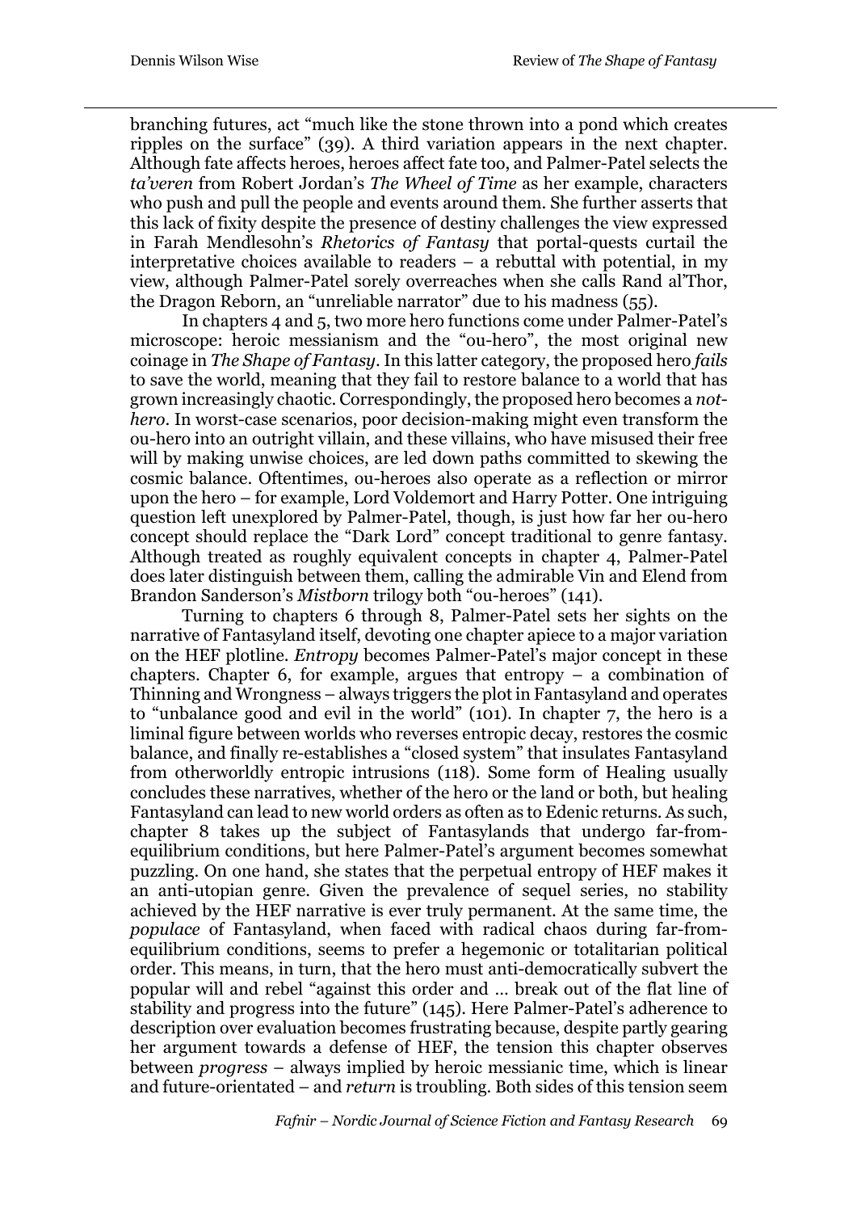branching futures, act "much like the stone thrown into a pond which creates ripples on the surface" (39). A third variation appears in the next chapter. Although fate affects heroes, heroes affect fate too, and Palmer-Patel selects the *ta'veren* from Robert Jordan's *The Wheel of Time* as her example, characters who push and pull the people and events around them. She further asserts that this lack of fixity despite the presence of destiny challenges the view expressed in Farah Mendlesohn's *Rhetorics of Fantasy* that portal-quests curtail the interpretative choices available to readers – a rebuttal with potential, in my view, although Palmer-Patel sorely overreaches when she calls Rand al'Thor, the Dragon Reborn, an "unreliable narrator" due to his madness (55).

In chapters 4 and 5, two more hero functions come under Palmer-Patel's microscope: heroic messianism and the "ou-hero", the most original new coinage in *The Shape of Fantasy*. In this latter category, the proposed hero *fails* to save the world, meaning that they fail to restore balance to a world that has grown increasingly chaotic. Correspondingly, the proposed hero becomes a *not-hero*. In worst-case scenarios, poor decision-making might even transform the ou-hero into an outright villain, and these villains, who have misused their free will by making unwise choices, are led down paths committed to skewing the cosmic balance. Oftentimes, ou-heroes also operate as a reflection or mirror upon the hero – for example, Lord Voldemort and Harry Potter. One intriguing question left unexplored by Palmer-Patel, though, is just how far her ou-hero concept should replace the "Dark Lord" concept traditional to genre fantasy. Although treated as roughly equivalent concepts in chapter 4, Palmer-Patel does later distinguish between them, calling the admirable Vin and Elend from Brandon Sanderson's *Mistborn* trilogy both "ou-heroes" (141).

Turning to chapters 6 through 8, Palmer-Patel sets her sights on the narrative of Fantasyland itself, devoting one chapter apiece to a major variation on the HEF plotline. *Entropy* becomes Palmer-Patel's major concept in these chapters. Chapter 6, for example, argues that entropy – a combination of Thinning and Wrongness – always triggers the plot in Fantasyland and operates to "unbalance good and evil in the world" (101). In chapter 7, the hero is a liminal figure between worlds who reverses entropic decay, restores the cosmic balance, and finally re-establishes a "closed system" that insulates Fantasyland from otherworldly entropic intrusions (118). Some form of Healing usually concludes these narratives, whether of the hero or the land or both, but healing Fantasyland can lead to new world orders as often as to Edenic returns. As such, chapter 8 takes up the subject of Fantasylands that undergo far-from-equilibrium conditions, but here Palmer-Patel's argument becomes somewhat puzzling. On one hand, she states that the perpetual entropy of HEF makes it an anti-utopian genre. Given the prevalence of sequel series, no stability achieved by the HEF narrative is ever truly permanent. At the same time, the *populace* of Fantasyland, when faced with radical chaos during far-from-equilibrium conditions, seems to prefer a hegemonic or totalitarian political order. This means, in turn, that the hero must anti-democratically subvert the popular will and rebel "against this order and … break out of the flat line of stability and progress into the future" (145). Here Palmer-Patel's adherence to description over evaluation becomes frustrating because, despite partly gearing her argument towards a defense of HEF, the tension this chapter observes between *progress* – always implied by heroic messianic time, which is linear and future-orientated – and *return* is troubling. Both sides of this tension seem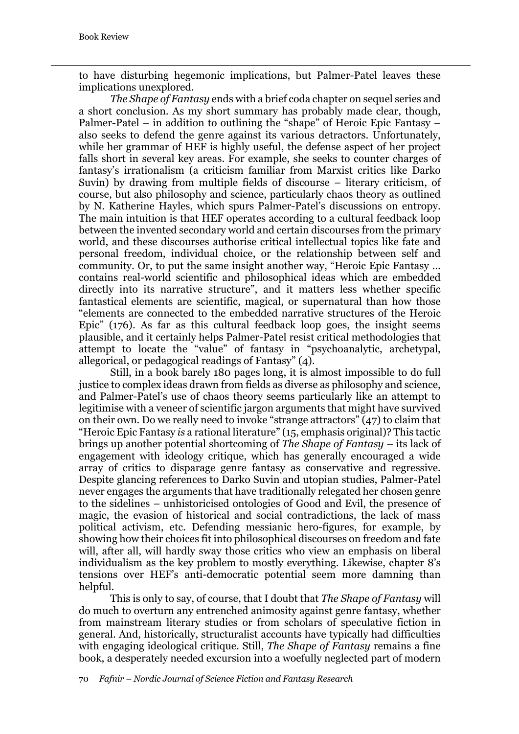to have disturbing hegemonic implications, but Palmer-Patel leaves these implications unexplored.

*The Shape of Fantasy* ends with a brief coda chapter on sequel series and a short conclusion. As my short summary has probably made clear, though, Palmer-Patel – in addition to outlining the "shape" of Heroic Epic Fantasy – also seeks to defend the genre against its various detractors. Unfortunately, while her grammar of HEF is highly useful, the defense aspect of her project falls short in several key areas. For example, she seeks to counter charges of fantasy's irrationalism (a criticism familiar from Marxist critics like Darko Suvin) by drawing from multiple fields of discourse – literary criticism, of course, but also philosophy and science, particularly chaos theory as outlined by N. Katherine Hayles, which spurs Palmer-Patel's discussions on entropy. The main intuition is that HEF operates according to a cultural feedback loop between the invented secondary world and certain discourses from the primary world, and these discourses authorise critical intellectual topics like fate and personal freedom, individual choice, or the relationship between self and community. Or, to put the same insight another way, "Heroic Epic Fantasy … contains real-world scientific and philosophical ideas which are embedded directly into its narrative structure", and it matters less whether specific fantastical elements are scientific, magical, or supernatural than how those "elements are connected to the embedded narrative structures of the Heroic Epic" (176). As far as this cultural feedback loop goes, the insight seems plausible, and it certainly helps Palmer-Patel resist critical methodologies that attempt to locate the "value" of fantasy in "psychoanalytic, archetypal, allegorical, or pedagogical readings of Fantasy" (4).

Still, in a book barely 180 pages long, it is almost impossible to do full justice to complex ideas drawn from fields as diverse as philosophy and science, and Palmer-Patel's use of chaos theory seems particularly like an attempt to legitimise with a veneer of scientific jargon arguments that might have survived on their own. Do we really need to invoke "strange attractors" (47) to claim that "Heroic Epic Fantasy *is* a rational literature" (15, emphasis original)? This tactic brings up another potential shortcoming of *The Shape of Fantasy* – its lack of engagement with ideology critique, which has generally encouraged a wide array of critics to disparage genre fantasy as conservative and regressive. Despite glancing references to Darko Suvin and utopian studies, Palmer-Patel never engages the arguments that have traditionally relegated her chosen genre to the sidelines – unhistoricised ontologies of Good and Evil, the presence of magic, the evasion of historical and social contradictions, the lack of mass political activism, etc. Defending messianic hero-figures, for example, by showing how their choices fit into philosophical discourses on freedom and fate will, after all, will hardly sway those critics who view an emphasis on liberal individualism as the key problem to mostly everything. Likewise, chapter 8's tensions over HEF's anti-democratic potential seem more damning than helpful.

This is only to say, of course, that I doubt that *The Shape of Fantasy* will do much to overturn any entrenched animosity against genre fantasy, whether from mainstream literary studies or from scholars of speculative fiction in general. And, historically, structuralist accounts have typically had difficulties with engaging ideological critique. Still, *The Shape of Fantasy* remains a fine book, a desperately needed excursion into a woefully neglected part of modern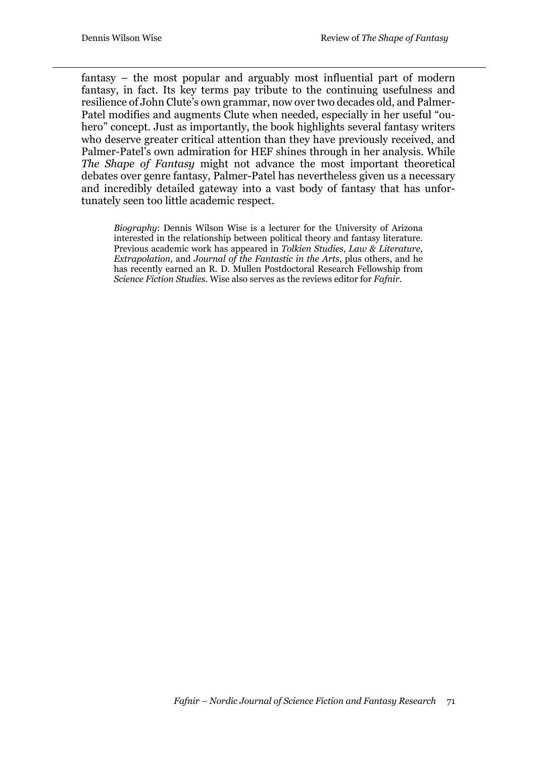fantasy – the most popular and arguably most influential part of modern fantasy, in fact. Its key terms pay tribute to the continuing usefulness and resilience of John Clute's own grammar, now over two decades old, and Palmer-Patel modifies and augments Clute when needed, especially in her useful "ou-hero" concept. Just as importantly, the book highlights several fantasy writers who deserve greater critical attention than they have previously received, and Palmer-Patel's own admiration for HEF shines through in her analysis. While *The Shape of Fantasy* might not advance the most important theoretical debates over genre fantasy, Palmer-Patel has nevertheless given us a necessary and incredibly detailed gateway into a vast body of fantasy that has unfortunately seen too little academic respect.

> *Biography*: Dennis Wilson Wise is a lecturer for the University of Arizona interested in the relationship between political theory and fantasy literature. Previous academic work has appeared in *Tolkien Studies*, *Law & Literature, Extrapolation*, and *Journal of the Fantastic in the Arts*, plus others, and he has recently earned an R. D. Mullen Postdoctoral Research Fellowship from *Science Fiction Studies*. Wise also serves as the reviews editor for *Fafnir*.